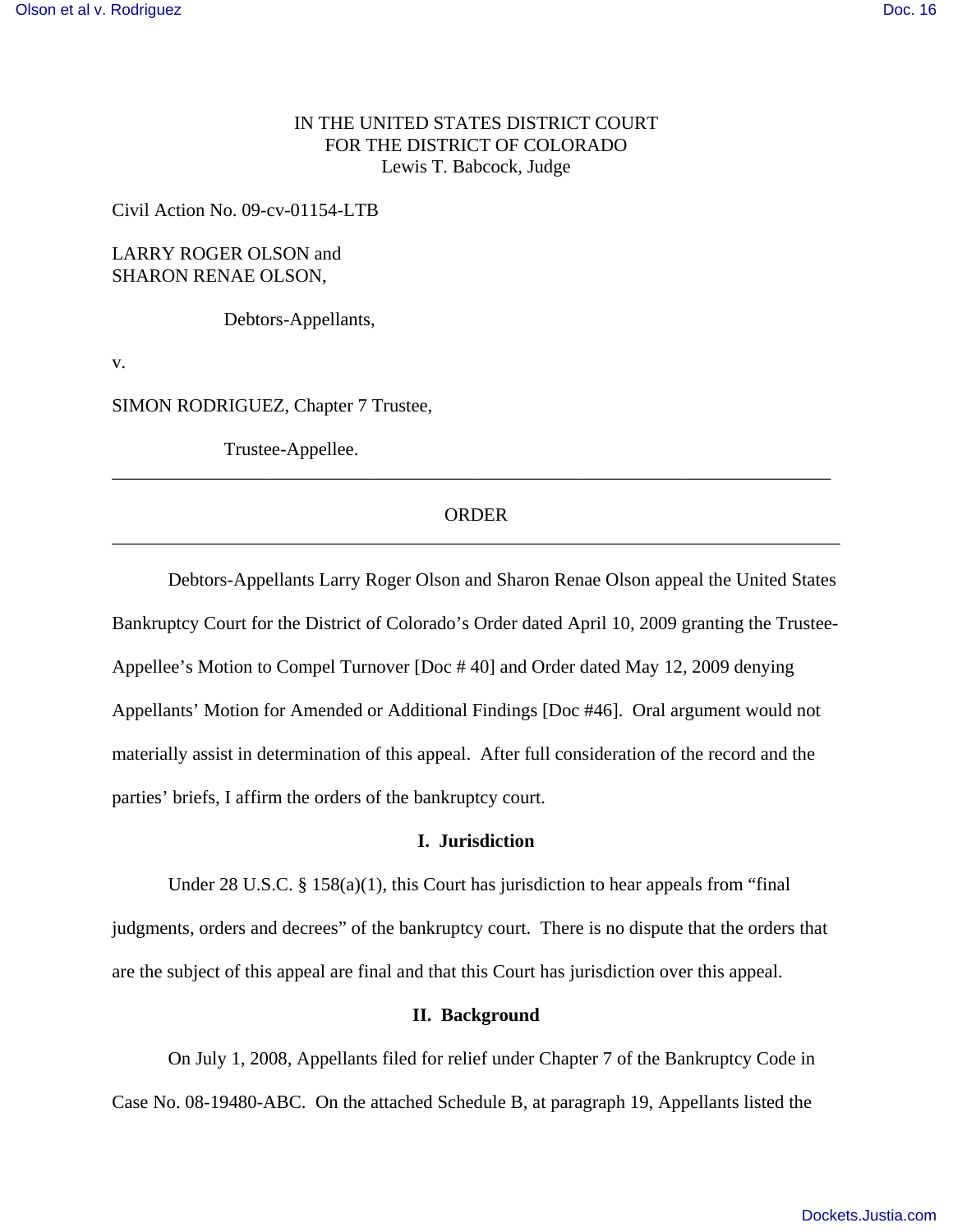IN THE UNITED STATES DISTRICT COURT
FOR THE DISTRICT OF COLORADO
Lewis T. Babcock, Judge

Civil Action No. 09-cv-01154-LTB

LARRY ROGER OLSON and
SHARON RENAE OLSON,

Debtors-Appellants,

v.

SIMON RODRIGUEZ, Chapter 7 Trustee,

Trustee-Appellee.

---

ORDER

---

Debtors-Appellants Larry Roger Olson and Sharon Renae Olson appeal the United States Bankruptcy Court for the District of Colorado's Order dated April 10, 2009 granting the Trustee-Appellee's Motion to Compel Turnover [Doc # 40] and Order dated May 12, 2009 denying Appellants' Motion for Amended or Additional Findings [Doc #46]. Oral argument would not materially assist in determination of this appeal. After full consideration of the record and the parties' briefs, I affirm the orders of the bankruptcy court.

**I. Jurisdiction**

Under 28 U.S.C. § 158(a)(1), this Court has jurisdiction to hear appeals from "final judgments, orders and decrees" of the bankruptcy court. There is no dispute that the orders that are the subject of this appeal are final and that this Court has jurisdiction over this appeal.

**II. Background**

On July 1, 2008, Appellants filed for relief under Chapter 7 of the Bankruptcy Code in Case No. 08-19480-ABC. On the attached Schedule B, at paragraph 19, Appellants listed the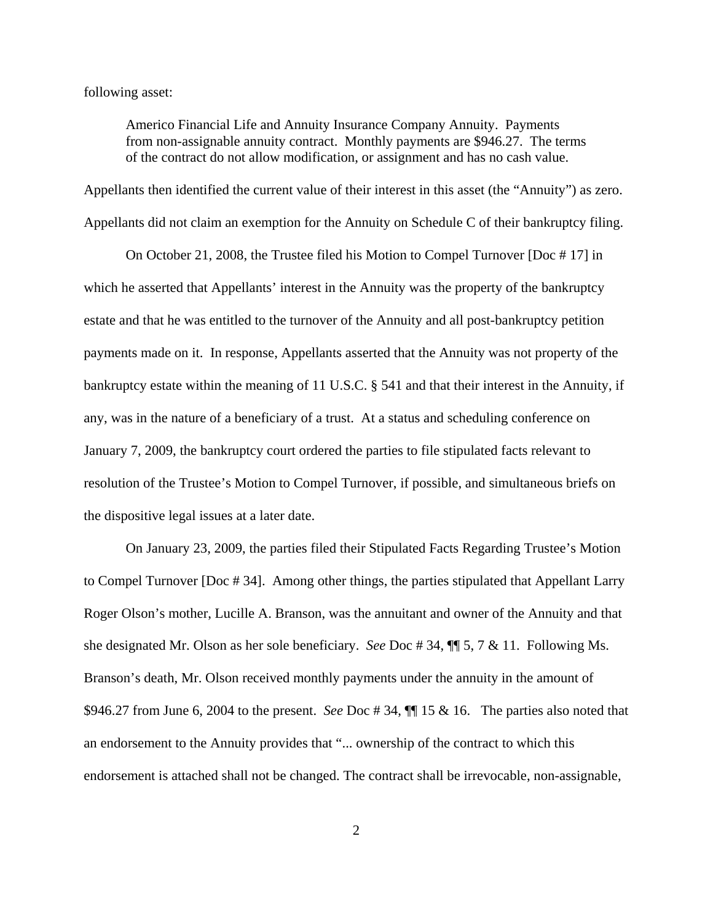following asset:

> Americo Financial Life and Annuity Insurance Company Annuity. Payments from non-assignable annuity contract. Monthly payments are $946.27. The terms of the contract do not allow modification, or assignment and has no cash value.

Appellants then identified the current value of their interest in this asset (the "Annuity") as zero. Appellants did not claim an exemption for the Annuity on Schedule C of their bankruptcy filing.

On October 21, 2008, the Trustee filed his Motion to Compel Turnover [Doc # 17] in which he asserted that Appellants' interest in the Annuity was the property of the bankruptcy estate and that he was entitled to the turnover of the Annuity and all post-bankruptcy petition payments made on it. In response, Appellants asserted that the Annuity was not property of the bankruptcy estate within the meaning of 11 U.S.C. § 541 and that their interest in the Annuity, if any, was in the nature of a beneficiary of a trust. At a status and scheduling conference on January 7, 2009, the bankruptcy court ordered the parties to file stipulated facts relevant to resolution of the Trustee's Motion to Compel Turnover, if possible, and simultaneous briefs on the dispositive legal issues at a later date.

On January 23, 2009, the parties filed their Stipulated Facts Regarding Trustee's Motion to Compel Turnover [Doc # 34]. Among other things, the parties stipulated that Appellant Larry Roger Olson's mother, Lucille A. Branson, was the annuitant and owner of the Annuity and that she designated Mr. Olson as her sole beneficiary. *See* Doc # 34, ¶¶ 5, 7 & 11. Following Ms. Branson's death, Mr. Olson received monthly payments under the annuity in the amount of $946.27 from June 6, 2004 to the present. *See* Doc # 34, ¶¶ 15 & 16. The parties also noted that an endorsement to the Annuity provides that "... ownership of the contract to which this endorsement is attached shall not be changed. The contract shall be irrevocable, non-assignable,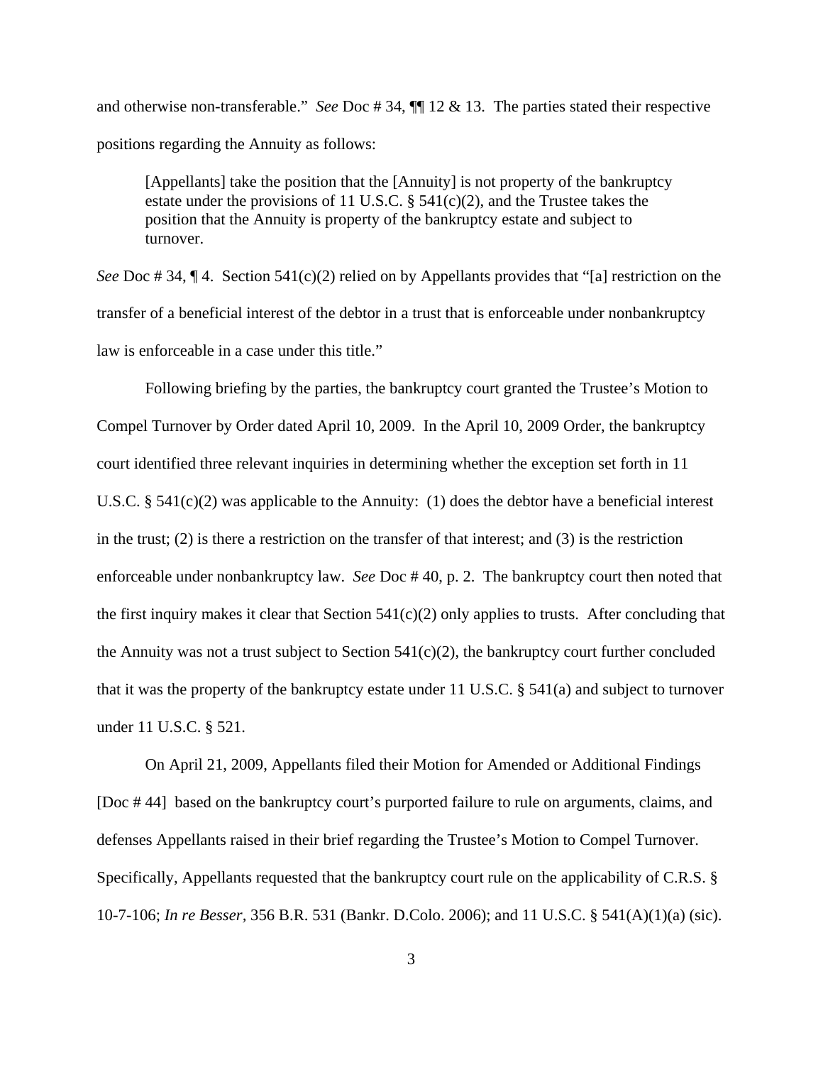and otherwise non-transferable." *See* Doc # 34, ¶¶ 12 & 13. The parties stated their respective positions regarding the Annuity as follows:

> [Appellants] take the position that the [Annuity] is not property of the bankruptcy estate under the provisions of 11 U.S.C. § 541(c)(2), and the Trustee takes the position that the Annuity is property of the bankruptcy estate and subject to turnover.

*See* Doc # 34, ¶ 4. Section 541(c)(2) relied on by Appellants provides that "[a] restriction on the transfer of a beneficial interest of the debtor in a trust that is enforceable under nonbankruptcy law is enforceable in a case under this title."

Following briefing by the parties, the bankruptcy court granted the Trustee's Motion to Compel Turnover by Order dated April 10, 2009. In the April 10, 2009 Order, the bankruptcy court identified three relevant inquiries in determining whether the exception set forth in 11 U.S.C. § 541(c)(2) was applicable to the Annuity: (1) does the debtor have a beneficial interest in the trust; (2) is there a restriction on the transfer of that interest; and (3) is the restriction enforceable under nonbankruptcy law. *See* Doc # 40, p. 2. The bankruptcy court then noted that the first inquiry makes it clear that Section 541(c)(2) only applies to trusts. After concluding that the Annuity was not a trust subject to Section 541(c)(2), the bankruptcy court further concluded that it was the property of the bankruptcy estate under 11 U.S.C. § 541(a) and subject to turnover under 11 U.S.C. § 521.

On April 21, 2009, Appellants filed their Motion for Amended or Additional Findings [Doc # 44] based on the bankruptcy court's purported failure to rule on arguments, claims, and defenses Appellants raised in their brief regarding the Trustee's Motion to Compel Turnover. Specifically, Appellants requested that the bankruptcy court rule on the applicability of C.R.S. § 10-7-106; *In re Besser*, 356 B.R. 531 (Bankr. D.Colo. 2006); and 11 U.S.C. § 541(A)(1)(a) (sic).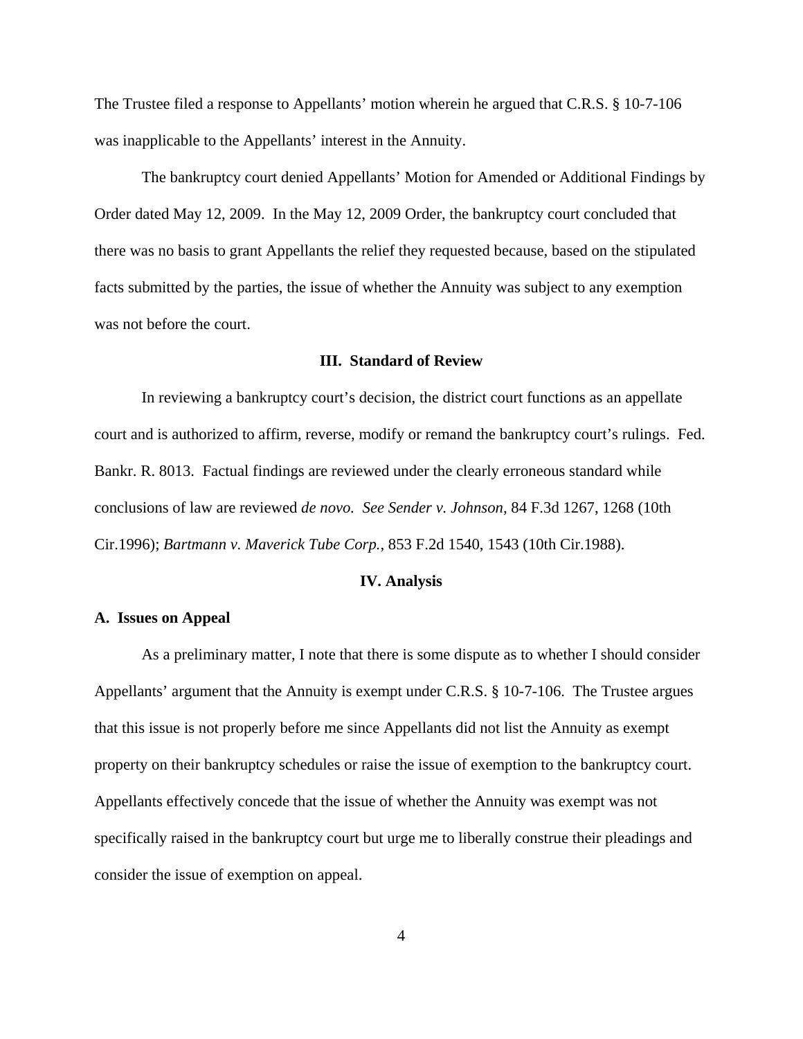The Trustee filed a response to Appellants' motion wherein he argued that C.R.S. § 10-7-106 was inapplicable to the Appellants' interest in the Annuity.

The bankruptcy court denied Appellants' Motion for Amended or Additional Findings by Order dated May 12, 2009. In the May 12, 2009 Order, the bankruptcy court concluded that there was no basis to grant Appellants the relief they requested because, based on the stipulated facts submitted by the parties, the issue of whether the Annuity was subject to any exemption was not before the court.

## III. Standard of Review

In reviewing a bankruptcy court's decision, the district court functions as an appellate court and is authorized to affirm, reverse, modify or remand the bankruptcy court's rulings. Fed. Bankr. R. 8013. Factual findings are reviewed under the clearly erroneous standard while conclusions of law are reviewed *de novo. See Sender v. Johnson*, 84 F.3d 1267, 1268 (10th Cir.1996); *Bartmann v. Maverick Tube Corp.*, 853 F.2d 1540, 1543 (10th Cir.1988).

## IV. Analysis

### A. Issues on Appeal

As a preliminary matter, I note that there is some dispute as to whether I should consider Appellants' argument that the Annuity is exempt under C.R.S. § 10-7-106. The Trustee argues that this issue is not properly before me since Appellants did not list the Annuity as exempt property on their bankruptcy schedules or raise the issue of exemption to the bankruptcy court. Appellants effectively concede that the issue of whether the Annuity was exempt was not specifically raised in the bankruptcy court but urge me to liberally construe their pleadings and consider the issue of exemption on appeal.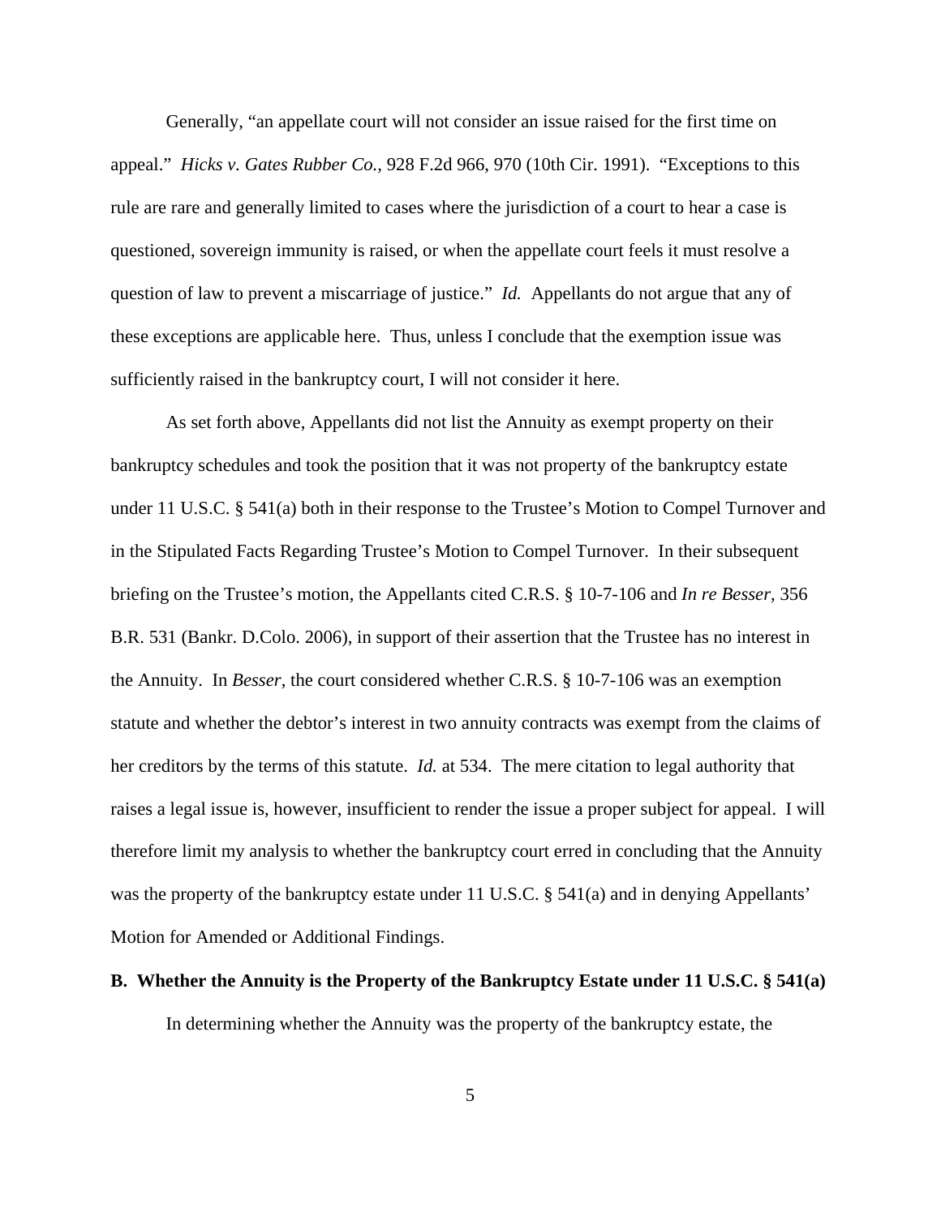Generally, "an appellate court will not consider an issue raised for the first time on appeal." *Hicks v. Gates Rubber Co.,* 928 F.2d 966, 970 (10th Cir. 1991). "Exceptions to this rule are rare and generally limited to cases where the jurisdiction of a court to hear a case is questioned, sovereign immunity is raised, or when the appellate court feels it must resolve a question of law to prevent a miscarriage of justice." *Id.* Appellants do not argue that any of these exceptions are applicable here. Thus, unless I conclude that the exemption issue was sufficiently raised in the bankruptcy court, I will not consider it here.

As set forth above, Appellants did not list the Annuity as exempt property on their bankruptcy schedules and took the position that it was not property of the bankruptcy estate under 11 U.S.C. § 541(a) both in their response to the Trustee's Motion to Compel Turnover and in the Stipulated Facts Regarding Trustee's Motion to Compel Turnover. In their subsequent briefing on the Trustee's motion, the Appellants cited C.R.S. § 10-7-106 and *In re Besser*, 356 B.R. 531 (Bankr. D.Colo. 2006), in support of their assertion that the Trustee has no interest in the Annuity. In *Besser*, the court considered whether C.R.S. § 10-7-106 was an exemption statute and whether the debtor's interest in two annuity contracts was exempt from the claims of her creditors by the terms of this statute. *Id.* at 534. The mere citation to legal authority that raises a legal issue is, however, insufficient to render the issue a proper subject for appeal. I will therefore limit my analysis to whether the bankruptcy court erred in concluding that the Annuity was the property of the bankruptcy estate under 11 U.S.C. § 541(a) and in denying Appellants' Motion for Amended or Additional Findings.

**B. Whether the Annuity is the Property of the Bankruptcy Estate under 11 U.S.C. § 541(a)**

In determining whether the Annuity was the property of the bankruptcy estate, the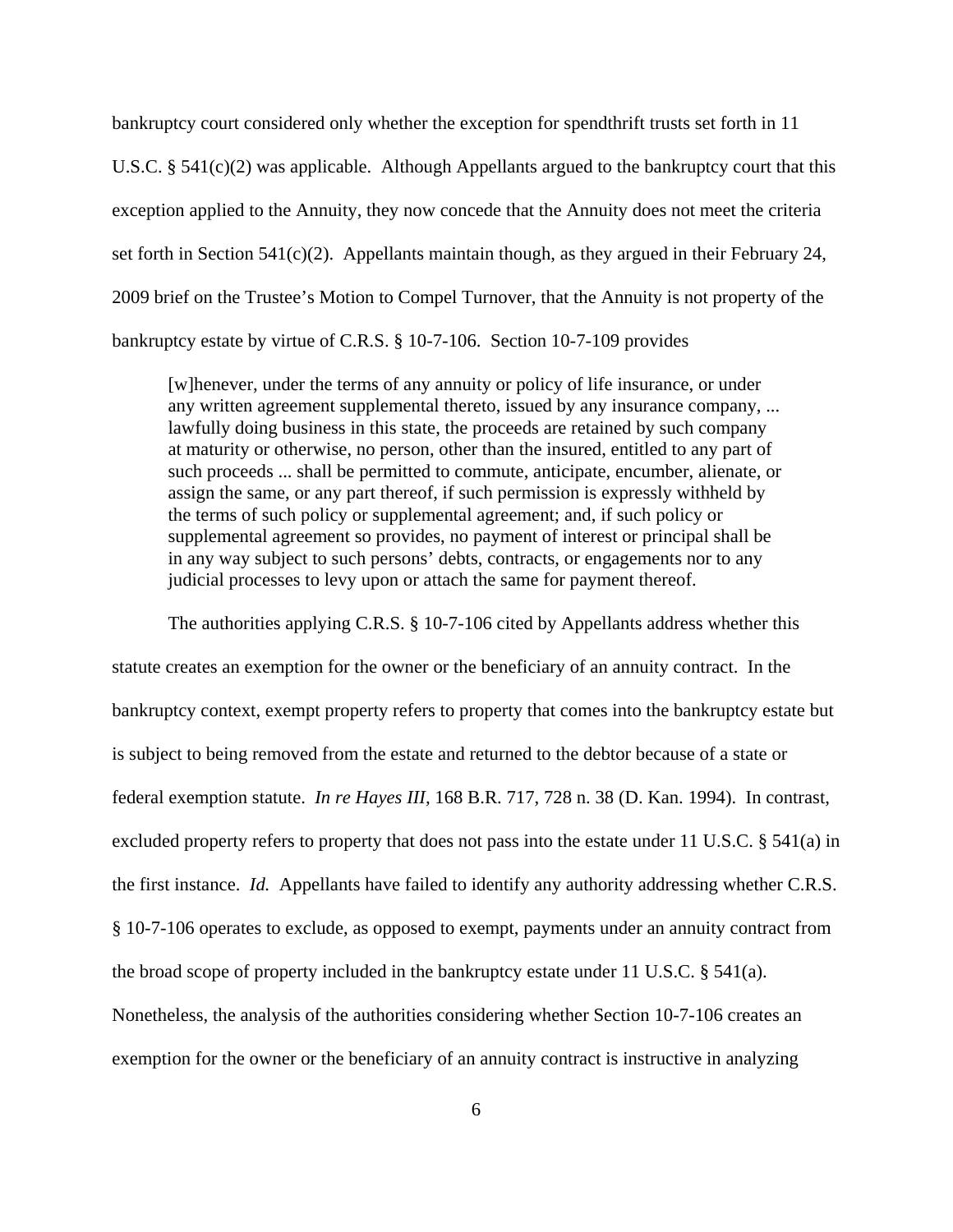bankruptcy court considered only whether the exception for spendthrift trusts set forth in 11 U.S.C. § 541(c)(2) was applicable. Although Appellants argued to the bankruptcy court that this exception applied to the Annuity, they now concede that the Annuity does not meet the criteria set forth in Section 541(c)(2). Appellants maintain though, as they argued in their February 24, 2009 brief on the Trustee's Motion to Compel Turnover, that the Annuity is not property of the bankruptcy estate by virtue of C.R.S. § 10-7-106. Section 10-7-109 provides

> [w]henever, under the terms of any annuity or policy of life insurance, or under any written agreement supplemental thereto, issued by any insurance company, ... lawfully doing business in this state, the proceeds are retained by such company at maturity or otherwise, no person, other than the insured, entitled to any part of such proceeds ... shall be permitted to commute, anticipate, encumber, alienate, or assign the same, or any part thereof, if such permission is expressly withheld by the terms of such policy or supplemental agreement; and, if such policy or supplemental agreement so provides, no payment of interest or principal shall be in any way subject to such persons' debts, contracts, or engagements nor to any judicial processes to levy upon or attach the same for payment thereof.

The authorities applying C.R.S. § 10-7-106 cited by Appellants address whether this statute creates an exemption for the owner or the beneficiary of an annuity contract. In the bankruptcy context, exempt property refers to property that comes into the bankruptcy estate but is subject to being removed from the estate and returned to the debtor because of a state or federal exemption statute. *In re Hayes III*, 168 B.R. 717, 728 n. 38 (D. Kan. 1994). In contrast, excluded property refers to property that does not pass into the estate under 11 U.S.C. § 541(a) in the first instance. *Id.* Appellants have failed to identify any authority addressing whether C.R.S. § 10-7-106 operates to exclude, as opposed to exempt, payments under an annuity contract from the broad scope of property included in the bankruptcy estate under 11 U.S.C. § 541(a). Nonetheless, the analysis of the authorities considering whether Section 10-7-106 creates an exemption for the owner or the beneficiary of an annuity contract is instructive in analyzing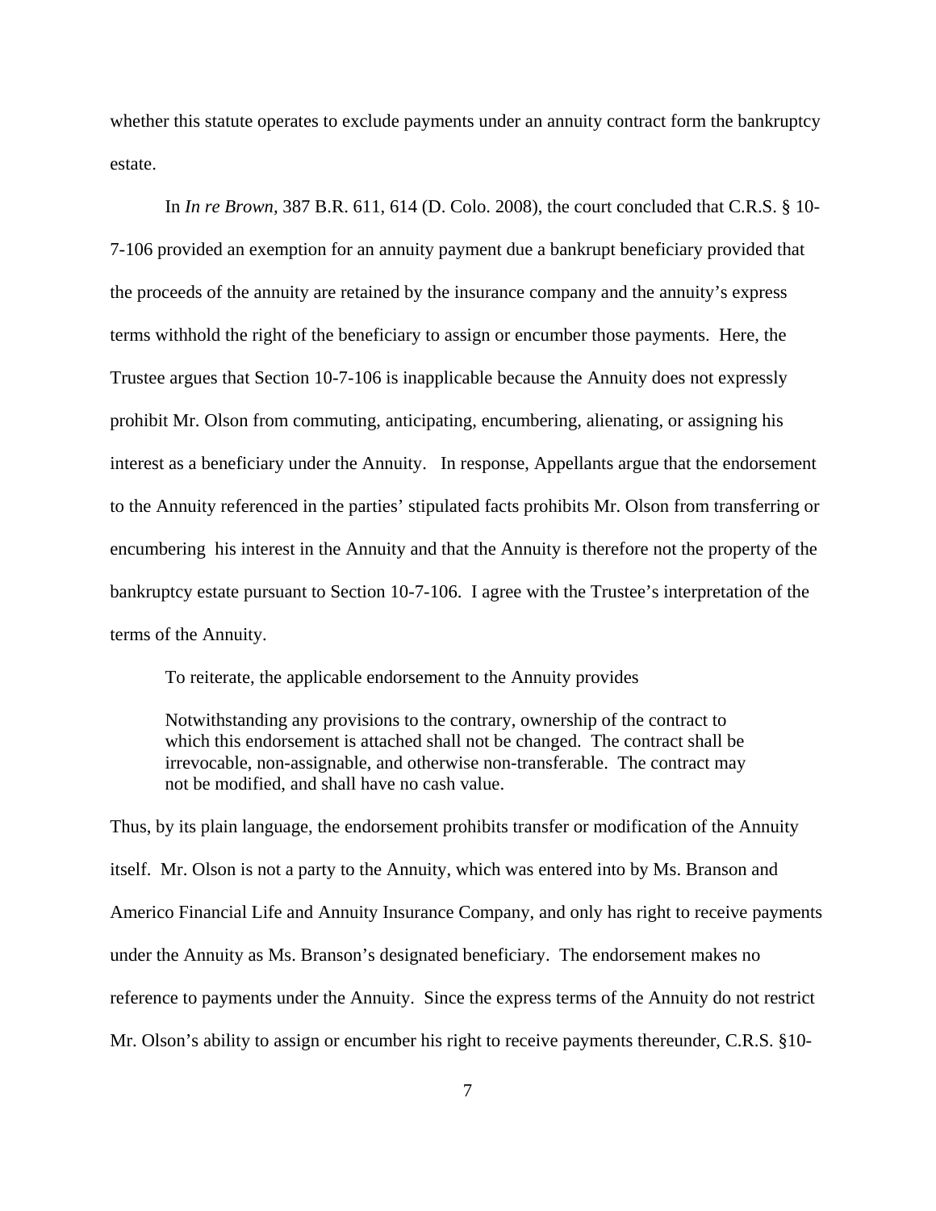whether this statute operates to exclude payments under an annuity contract form the bankruptcy estate.

In *In re Brown,* 387 B.R. 611, 614 (D. Colo. 2008), the court concluded that C.R.S. § 10-7-106 provided an exemption for an annuity payment due a bankrupt beneficiary provided that the proceeds of the annuity are retained by the insurance company and the annuity's express terms withhold the right of the beneficiary to assign or encumber those payments. Here, the Trustee argues that Section 10-7-106 is inapplicable because the Annuity does not expressly prohibit Mr. Olson from commuting, anticipating, encumbering, alienating, or assigning his interest as a beneficiary under the Annuity. In response, Appellants argue that the endorsement to the Annuity referenced in the parties' stipulated facts prohibits Mr. Olson from transferring or encumbering his interest in the Annuity and that the Annuity is therefore not the property of the bankruptcy estate pursuant to Section 10-7-106. I agree with the Trustee's interpretation of the terms of the Annuity.

To reiterate, the applicable endorsement to the Annuity provides

> Notwithstanding any provisions to the contrary, ownership of the contract to which this endorsement is attached shall not be changed. The contract shall be irrevocable, non-assignable, and otherwise non-transferable. The contract may not be modified, and shall have no cash value.

Thus, by its plain language, the endorsement prohibits transfer or modification of the Annuity itself. Mr. Olson is not a party to the Annuity, which was entered into by Ms. Branson and Americo Financial Life and Annuity Insurance Company, and only has right to receive payments under the Annuity as Ms. Branson's designated beneficiary. The endorsement makes no reference to payments under the Annuity. Since the express terms of the Annuity do not restrict Mr. Olson's ability to assign or encumber his right to receive payments thereunder, C.R.S. §10-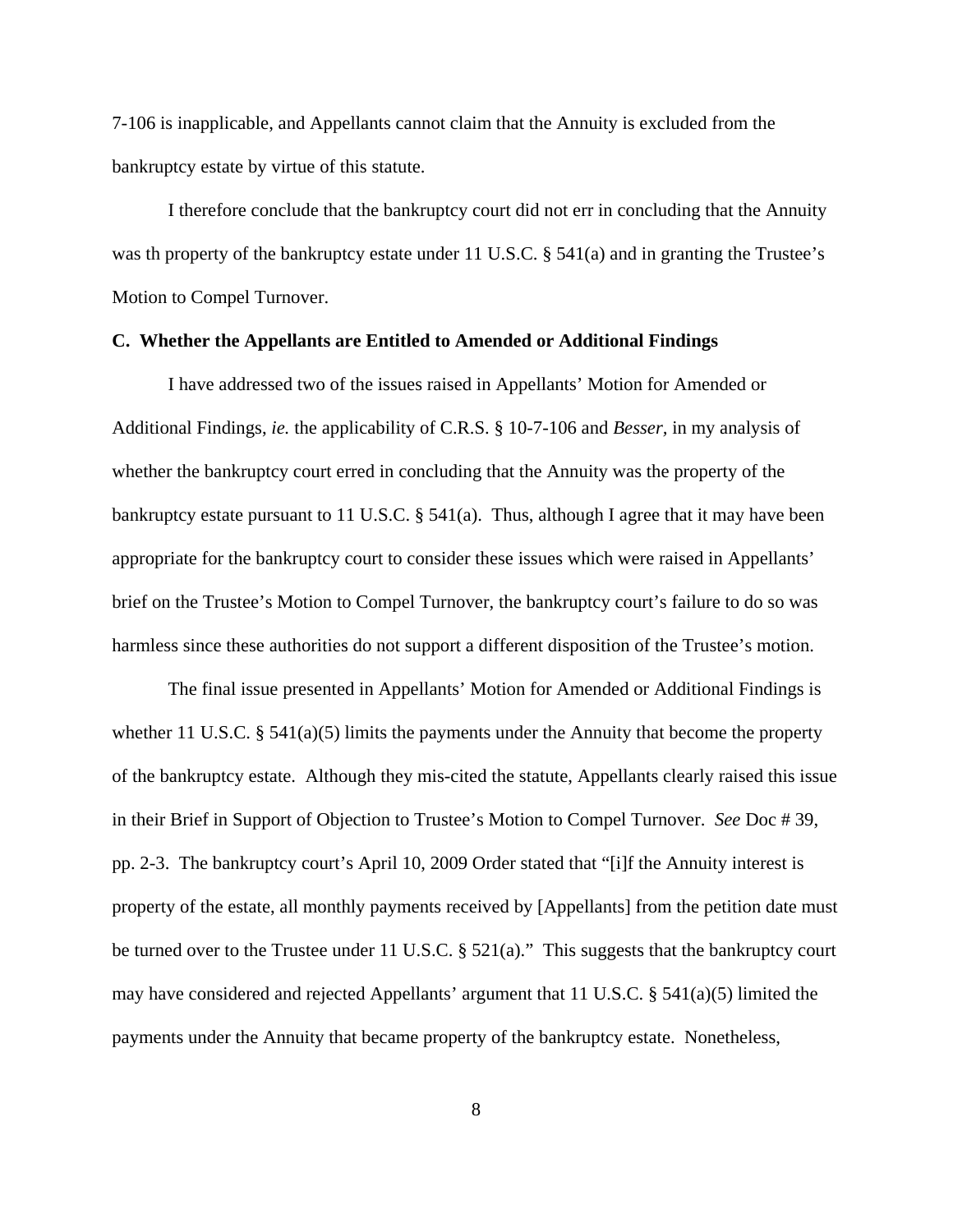7-106 is inapplicable, and Appellants cannot claim that the Annuity is excluded from the bankruptcy estate by virtue of this statute.

I therefore conclude that the bankruptcy court did not err in concluding that the Annuity was th property of the bankruptcy estate under 11 U.S.C. § 541(a) and in granting the Trustee's Motion to Compel Turnover.

**C. Whether the Appellants are Entitled to Amended or Additional Findings**

I have addressed two of the issues raised in Appellants' Motion for Amended or Additional Findings, *ie.* the applicability of C.R.S. § 10-7-106 and *Besser*, in my analysis of whether the bankruptcy court erred in concluding that the Annuity was the property of the bankruptcy estate pursuant to 11 U.S.C. § 541(a). Thus, although I agree that it may have been appropriate for the bankruptcy court to consider these issues which were raised in Appellants' brief on the Trustee's Motion to Compel Turnover, the bankruptcy court's failure to do so was harmless since these authorities do not support a different disposition of the Trustee's motion.

The final issue presented in Appellants' Motion for Amended or Additional Findings is whether 11 U.S.C. § 541(a)(5) limits the payments under the Annuity that become the property of the bankruptcy estate. Although they mis-cited the statute, Appellants clearly raised this issue in their Brief in Support of Objection to Trustee's Motion to Compel Turnover. *See* Doc # 39, pp. 2-3. The bankruptcy court's April 10, 2009 Order stated that "[i]f the Annuity interest is property of the estate, all monthly payments received by [Appellants] from the petition date must be turned over to the Trustee under 11 U.S.C. § 521(a)." This suggests that the bankruptcy court may have considered and rejected Appellants' argument that 11 U.S.C. § 541(a)(5) limited the payments under the Annuity that became property of the bankruptcy estate. Nonetheless,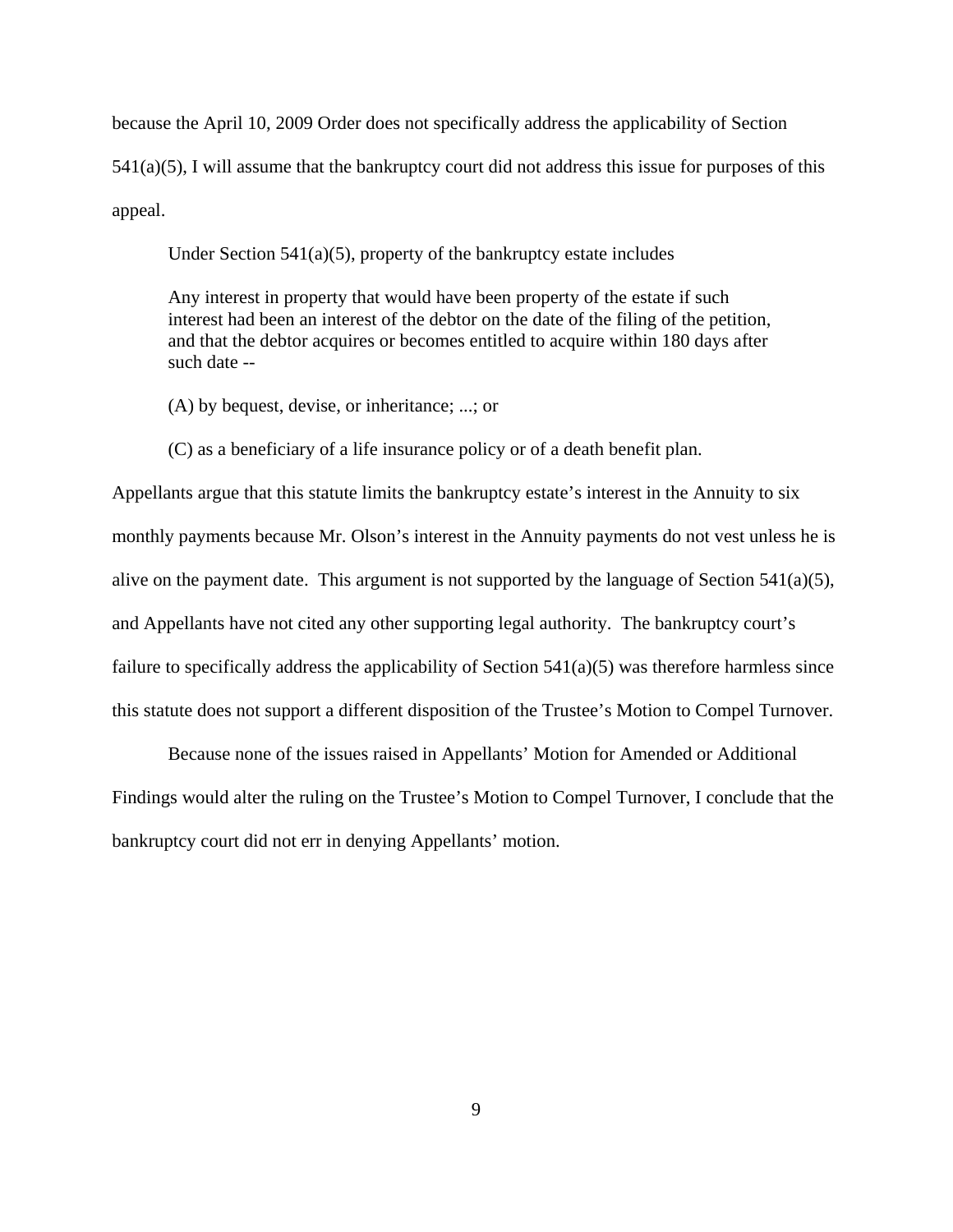because the April 10, 2009 Order does not specifically address the applicability of Section 541(a)(5), I will assume that the bankruptcy court did not address this issue for purposes of this appeal.

Under Section 541(a)(5), property of the bankruptcy estate includes

> Any interest in property that would have been property of the estate if such interest had been an interest of the debtor on the date of the filing of the petition, and that the debtor acquires or becomes entitled to acquire within 180 days after such date --
>
> (A) by bequest, devise, or inheritance; ...; or
>
> (C) as a beneficiary of a life insurance policy or of a death benefit plan.

Appellants argue that this statute limits the bankruptcy estate's interest in the Annuity to six monthly payments because Mr. Olson's interest in the Annuity payments do not vest unless he is alive on the payment date. This argument is not supported by the language of Section 541(a)(5), and Appellants have not cited any other supporting legal authority. The bankruptcy court's failure to specifically address the applicability of Section 541(a)(5) was therefore harmless since this statute does not support a different disposition of the Trustee's Motion to Compel Turnover.

Because none of the issues raised in Appellants' Motion for Amended or Additional Findings would alter the ruling on the Trustee's Motion to Compel Turnover, I conclude that the bankruptcy court did not err in denying Appellants' motion.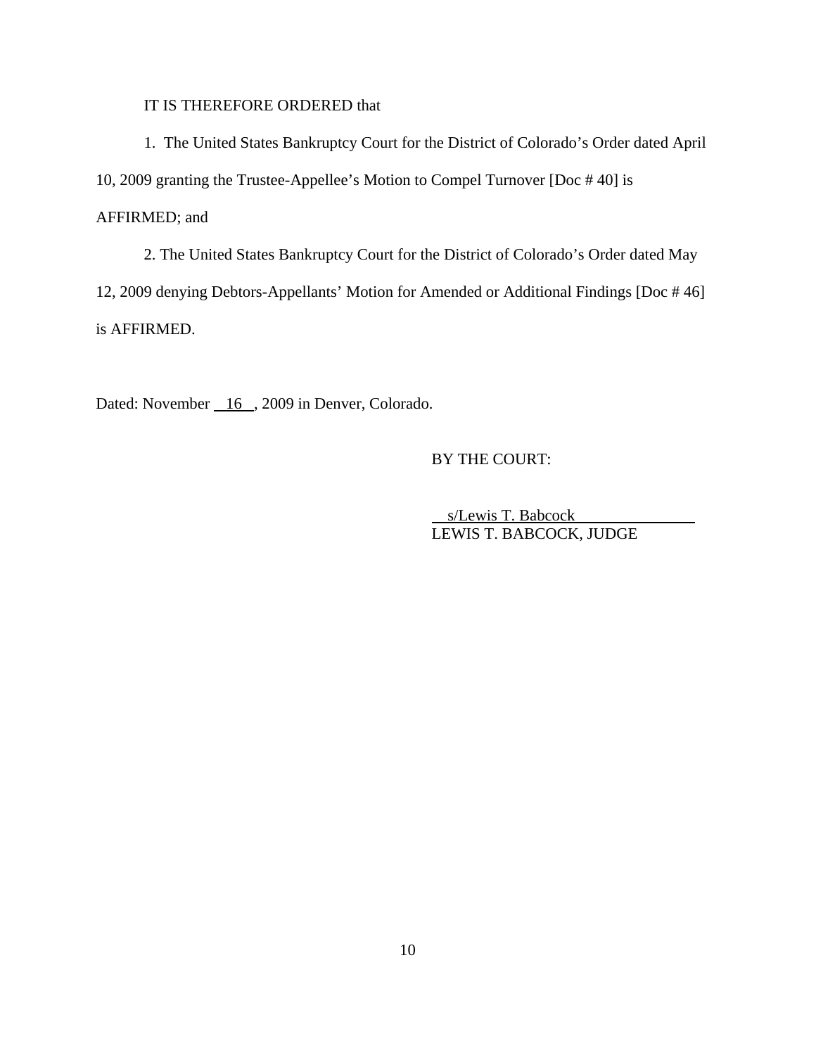IT IS THEREFORE ORDERED that

1. The United States Bankruptcy Court for the District of Colorado's Order dated April 10, 2009 granting the Trustee-Appellee's Motion to Compel Turnover [Doc # 40] is AFFIRMED; and

2. The United States Bankruptcy Court for the District of Colorado's Order dated May 12, 2009 denying Debtors-Appellants' Motion for Amended or Additional Findings [Doc # 46] is AFFIRMED.

Dated: November 16, 2009 in Denver, Colorado.

BY THE COURT:

s/Lewis T. Babcock
LEWIS T. BABCOCK, JUDGE